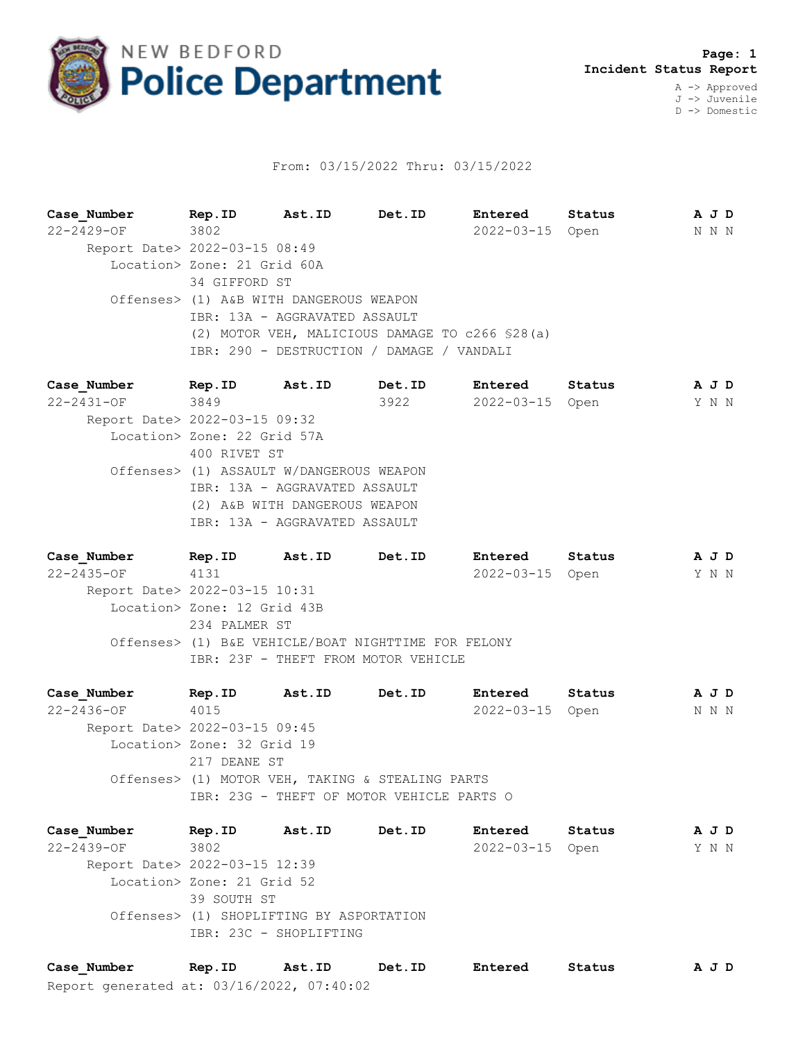NEW BEDFORD **Police Department**

**Page: 1**
**Incident Status Report**

A -> Approved
J -> Juvenile
D -> Domestic

From: 03/15/2022 Thru: 03/15/2022

| Case_Number | Rep.ID | Ast.ID | Det.ID | Entered | Status | A J D |
|---|---|---|---|---|---|---|
| 22-2429-OF | 3802 | | | 2022-03-15 | Open | N N N |

Report Date> 2022-03-15 08:49
Location> Zone: 21 Grid 60A
34 GIFFORD ST
Offenses> (1) A&B WITH DANGEROUS WEAPON
IBR: 13A - AGGRAVATED ASSAULT
(2) MOTOR VEH, MALICIOUS DAMAGE TO c266 §28(a)
IBR: 290 - DESTRUCTION / DAMAGE / VANDALI

| Case_Number | Rep.ID | Ast.ID | Det.ID | Entered | Status | A J D |
|---|---|---|---|---|---|---|
| 22-2431-OF | 3849 | | 3922 | 2022-03-15 | Open | Y N N |

Report Date> 2022-03-15 09:32
Location> Zone: 22 Grid 57A
400 RIVET ST
Offenses> (1) ASSAULT W/DANGEROUS WEAPON
IBR: 13A - AGGRAVATED ASSAULT
(2) A&B WITH DANGEROUS WEAPON
IBR: 13A - AGGRAVATED ASSAULT

| Case_Number | Rep.ID | Ast.ID | Det.ID | Entered | Status | A J D |
|---|---|---|---|---|---|---|
| 22-2435-OF | 4131 | | | 2022-03-15 | Open | Y N N |

Report Date> 2022-03-15 10:31
Location> Zone: 12 Grid 43B
234 PALMER ST
Offenses> (1) B&E VEHICLE/BOAT NIGHTTIME FOR FELONY
IBR: 23F - THEFT FROM MOTOR VEHICLE

| Case_Number | Rep.ID | Ast.ID | Det.ID | Entered | Status | A J D |
|---|---|---|---|---|---|---|
| 22-2436-OF | 4015 | | | 2022-03-15 | Open | N N N |

Report Date> 2022-03-15 09:45
Location> Zone: 32 Grid 19
217 DEANE ST
Offenses> (1) MOTOR VEH, TAKING & STEALING PARTS
IBR: 23G - THEFT OF MOTOR VEHICLE PARTS O

| Case_Number | Rep.ID | Ast.ID | Det.ID | Entered | Status | A J D |
|---|---|---|---|---|---|---|
| 22-2439-OF | 3802 | | | 2022-03-15 | Open | Y N N |

Report Date> 2022-03-15 12:39
Location> Zone: 21 Grid 52
39 SOUTH ST
Offenses> (1) SHOPLIFTING BY ASPORTATION
IBR: 23C - SHOPLIFTING

| Case_Number | Rep.ID | Ast.ID | Det.ID | Entered | Status | A J D |
|---|---|---|---|---|---|---|

Report generated at: 03/16/2022, 07:40:02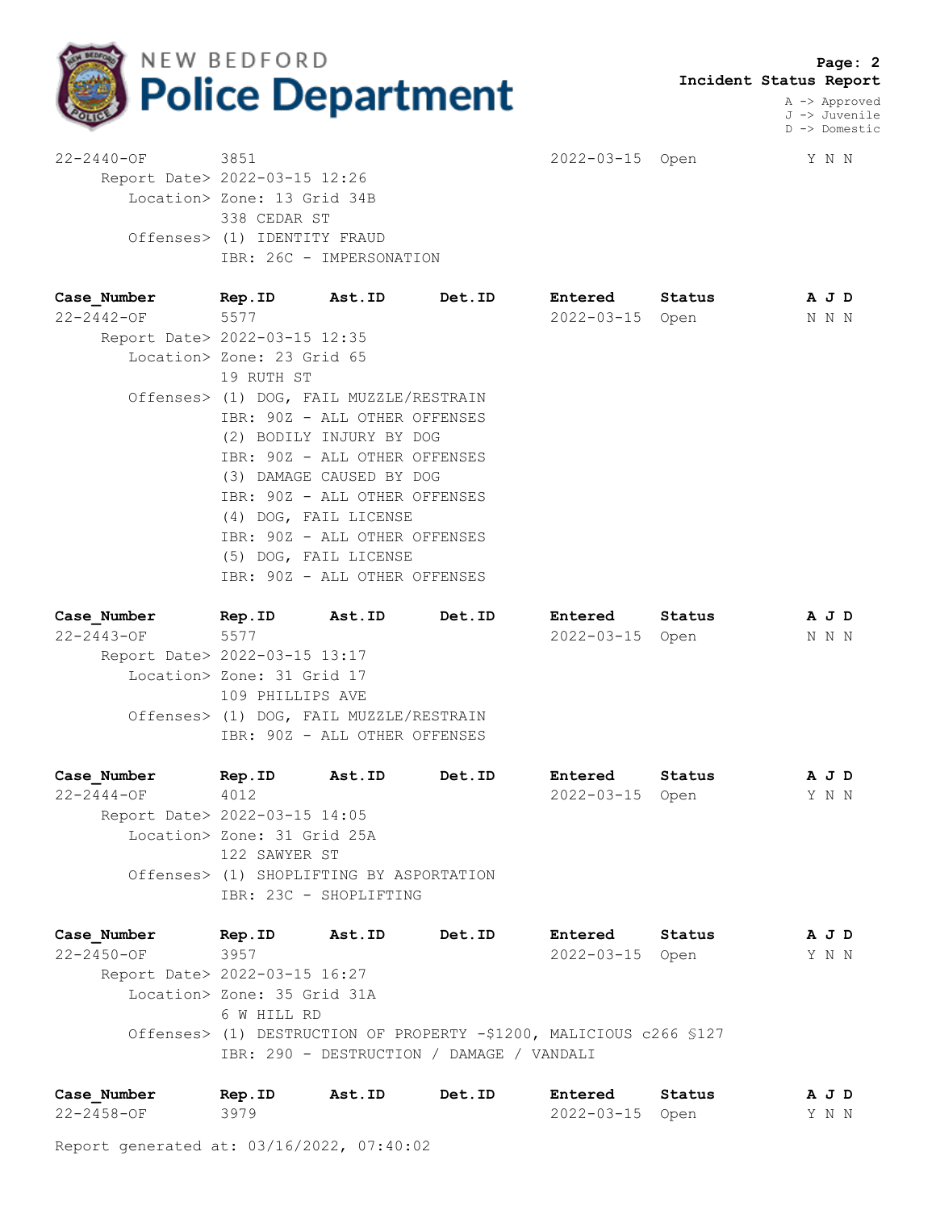**Incident Status Report**

A -> Approved
J -> Juvenile
D -> Domestic

22-2440-OF    3851    2022-03-15    Open    Y N N
Report Date> 2022-03-15 12:26
Location> Zone: 13 Grid 34B
338 CEDAR ST
Offenses> (1) IDENTITY FRAUD
IBR: 26C - IMPERSONATION

| Case_Number | Rep.ID | Ast.ID | Det.ID | Entered | Status | A J D |
|---|---|---|---|---|---|---|
| 22-2442-OF | 5577 | | | 2022-03-15 | Open | N N N |

Report Date> 2022-03-15 12:35
Location> Zone: 23 Grid 65
19 RUTH ST
Offenses> (1) DOG, FAIL MUZZLE/RESTRAIN
IBR: 90Z - ALL OTHER OFFENSES
(2) BODILY INJURY BY DOG
IBR: 90Z - ALL OTHER OFFENSES
(3) DAMAGE CAUSED BY DOG
IBR: 90Z - ALL OTHER OFFENSES
(4) DOG, FAIL LICENSE
IBR: 90Z - ALL OTHER OFFENSES
(5) DOG, FAIL LICENSE
IBR: 90Z - ALL OTHER OFFENSES

| Case_Number | Rep.ID | Ast.ID | Det.ID | Entered | Status | A J D |
|---|---|---|---|---|---|---|
| 22-2443-OF | 5577 | | | 2022-03-15 | Open | N N N |

Report Date> 2022-03-15 13:17
Location> Zone: 31 Grid 17
109 PHILLIPS AVE
Offenses> (1) DOG, FAIL MUZZLE/RESTRAIN
IBR: 90Z - ALL OTHER OFFENSES

| Case_Number | Rep.ID | Ast.ID | Det.ID | Entered | Status | A J D |
|---|---|---|---|---|---|---|
| 22-2444-OF | 4012 | | | 2022-03-15 | Open | Y N N |

Report Date> 2022-03-15 14:05
Location> Zone: 31 Grid 25A
122 SAWYER ST
Offenses> (1) SHOPLIFTING BY ASPORTATION
IBR: 23C - SHOPLIFTING

| Case_Number | Rep.ID | Ast.ID | Det.ID | Entered | Status | A J D |
|---|---|---|---|---|---|---|
| 22-2450-OF | 3957 | | | 2022-03-15 | Open | Y N N |

Report Date> 2022-03-15 16:27
Location> Zone: 35 Grid 31A
6 W HILL RD
Offenses> (1) DESTRUCTION OF PROPERTY -$1200, MALICIOUS c266 §127
IBR: 290 - DESTRUCTION / DAMAGE / VANDALI

| Case_Number | Rep.ID | Ast.ID | Det.ID | Entered | Status | A J D |
|---|---|---|---|---|---|---|
| 22-2458-OF | 3979 | | | 2022-03-15 | Open | Y N N |

Report generated at: 03/16/2022, 07:40:02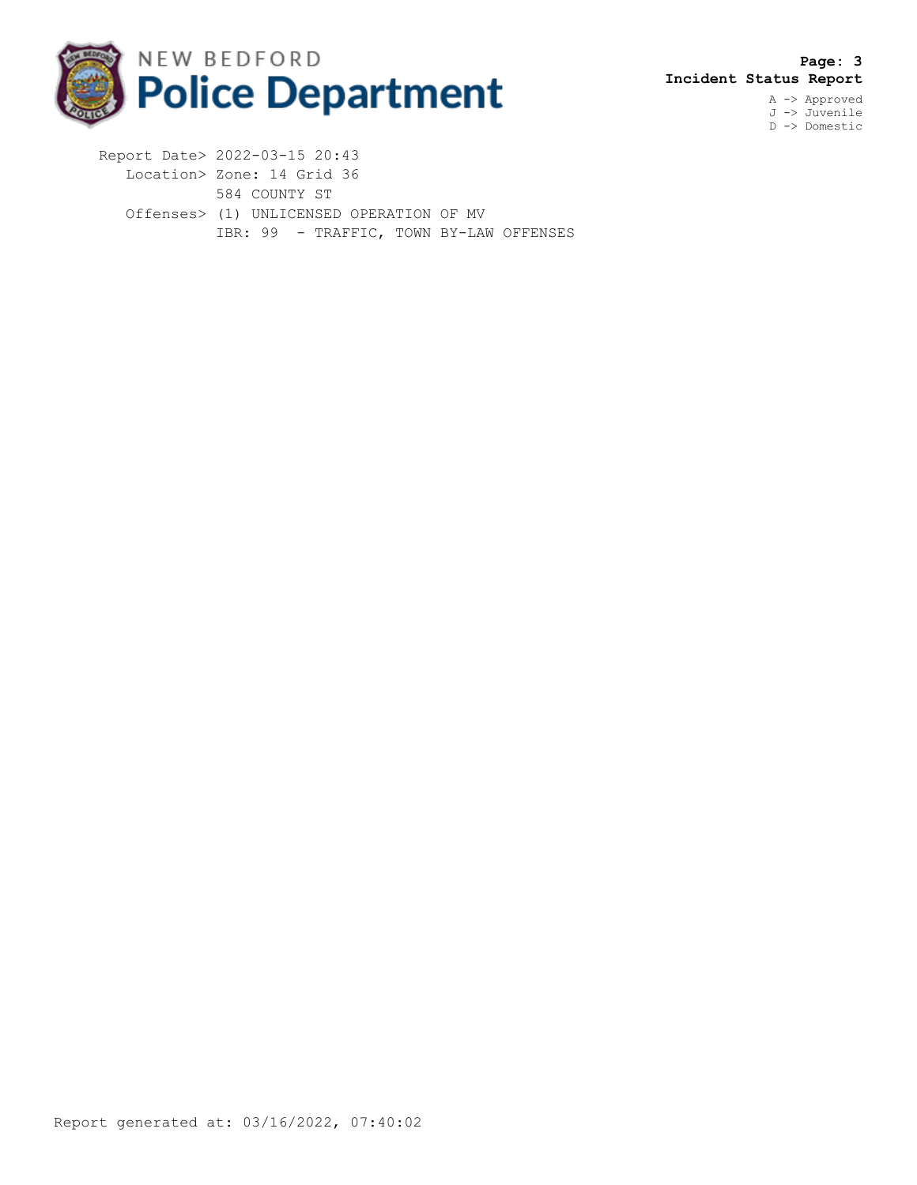Report Date> 2022-03-15 20:43
Location> Zone: 14 Grid 36
584 COUNTY ST
Offenses> (1) UNLICENSED OPERATION OF MV
IBR: 99 - TRAFFIC, TOWN BY-LAW OFFENSES